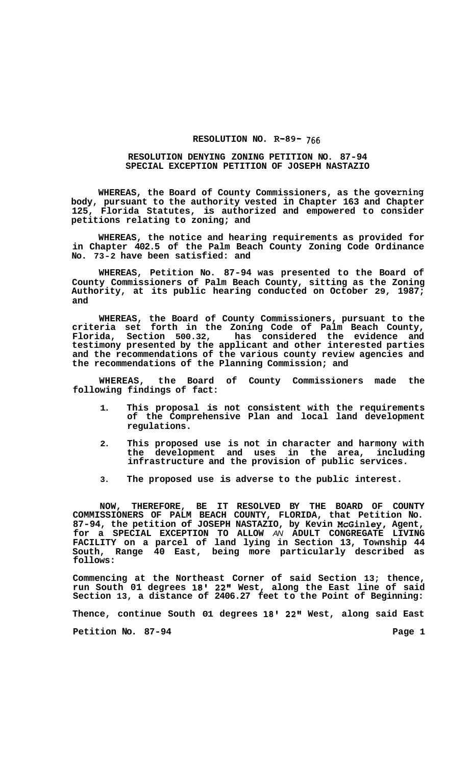# RESOLUTION NO. R-89- 766

## RESOLUTION DENYING ZONING PETITION NO. 87-94 SPECIAL EXCEPTION PETITION OF JOSEPH NASTAZIO

**WHEREAS, the Board of County Commissioners, as the governing body, pursuant to the authority vested in Chapter 163 and Chapter 125, Florida Statutes, is authorized and empowered to consider petitions relating to zoning; and**

**WHEREAS, the notice and hearing requirements as provided for in Chapter 402.5 of the Palm Beach County Zoning Code Ordinance No. 73-2 have been satisfied: and**

**WHEREAS, Petition No. 87-94 was presented to the Board of County Commissioners of Palm Beach County, sitting as the Zoning Authority, at its public hearing conducted on October 29, 1987; and**

**WHEREAS, the Board of County Commissioners, pursuant to the criteria set forth in the Zoning Code of Palm Beach County, Florida, Section 500.32, has considered the evidence and testimony presented by the applicant and other interested parties and the recommendations of the various county review agencies and the recommendations of the Planning Commission; and**

**WHEREAS, the Board of County Commissioners made the following findings of fact:**

1. **This proposal is not consistent with the requirements of the Comprehensive Plan and local land development regulations.**
2. **This proposed use is not in character and harmony with the development and uses in the area, including infrastructure and the provision of public services.**
3. **The proposed use is adverse to the public interest.**

**NOW, THEREFORE, BE IT RESOLVED BY THE BOARD OF COUNTY COMMISSIONERS OF PALM BEACH COUNTY, FLORIDA, that Petition No. 87-94, the petition of JOSEPH NASTAZIO, by Kevin McGinley, Agent, for a SPECIAL EXCEPTION TO ALLOW *AN* ADULT CONGREGATE LIVING FACILITY on a parcel of land lying in Section 13, Township 44 South, Range 40 East, being more particularly described as follows:**

**Commencing at the Northeast Corner of said Section 13; thence, run South 01 degrees 18' 22" West, along the East line of said Section 13, a distance of 2406.27 feet to the Point of Beginning:**

**Thence, continue South 01 degrees 18' 22" West, along said East**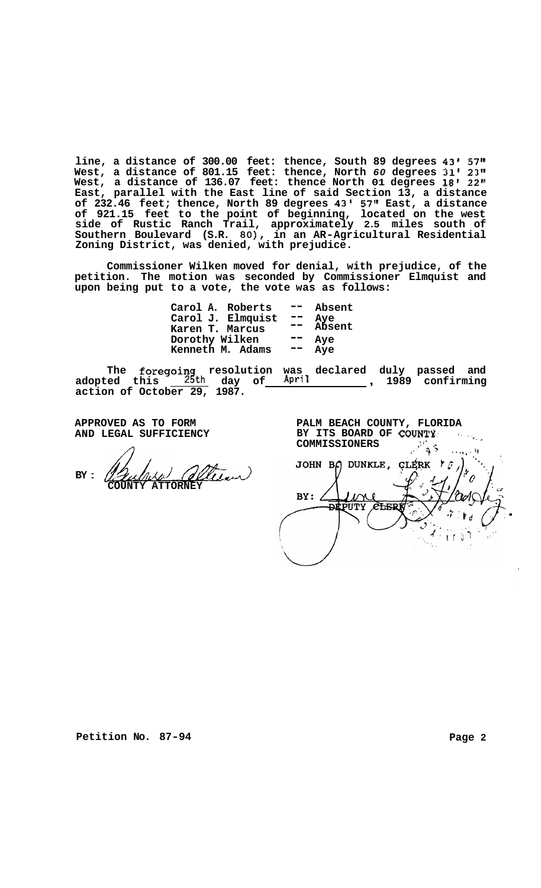line, a distance of 300.00 feet: thence, South 89 degrees 43' 57" West, a distance of 801.15 feet: thence, North 60 degrees 31' 23" West, a distance of 136.07 feet: thence North 01 degrees 18' 22" East, parallel with the East line of said Section 13, a distance of 232.46 feet; thence, North 89 degrees 43' 57" East, a distance of 921.15 feet to the point of beginning, located on the west side of Rustic Ranch Trail, approximately 2.5 miles south of Southern Boulevard (S.R. 80), in an AR-Agricultural Residential Zoning District, was denied, with prejudice.

Commissioner Wilken moved for denial, with prejudice, of the petition. The motion was seconded by Commissioner Elmquist and upon being put to a vote, the vote was as follows:

| | | |
|---|---|---|
| Carol A. Roberts | -- | Absent |
| Carol J. Elmquist | -- | Aye |
| Karen T. Marcus | -- | Absent |
| Dorothy Wilken | -- | Aye |
| Kenneth M. Adams | -- | Aye |

The foregoing resolution was declared duly passed and adopted this 25th day of April, 1989 confirming action of October 29, 1987.

APPROVED AS TO FORM AND LEGAL SUFFICIENCY

BY: COUNTY ATTORNEY

PALM BEACH COUNTY, FLORIDA BY ITS BOARD OF COUNTY COMMISSIONERS

JOHN B. DUNKLE, CLERK

BY: DEPUTY CLERK

Petition No. 87-94